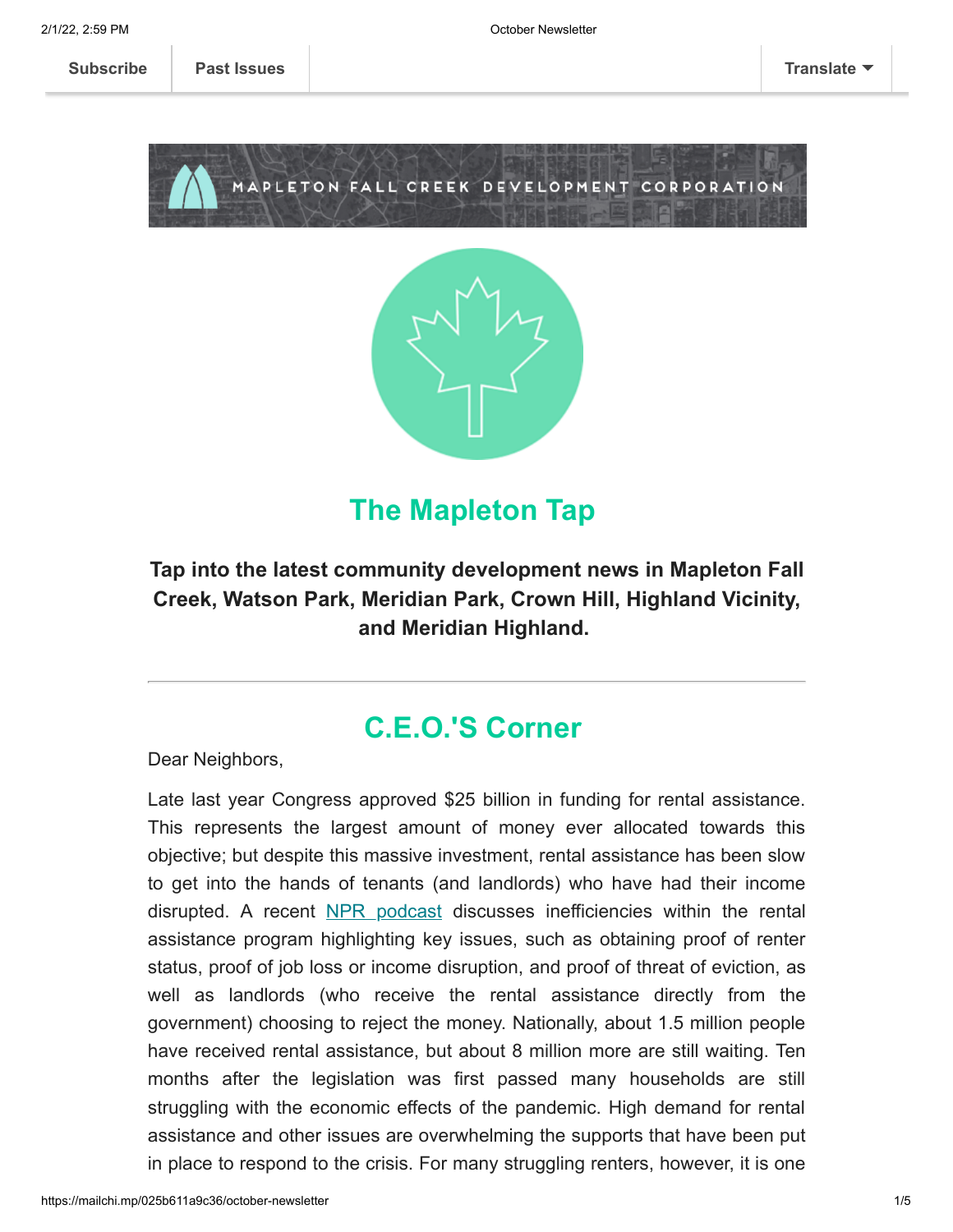Subscribe | Past Issues | Translate

MAPLETON FALL CREEK DEVELOPMENT CORPORATION

# The Mapleton Tap

**Tap into the latest community development news in Mapleton Fall Creek, Watson Park, Meridian Park, Crown Hill, Highland Vicinity, and Meridian Highland.**

---

## C.E.O.'S Corner

Dear Neighbors,

Late last year Congress approved $25 billion in funding for rental assistance. This represents the largest amount of money ever allocated towards this objective; but despite this massive investment, rental assistance has been slow to get into the hands of tenants (and landlords) who have had their income disrupted. A recent NPR podcast discusses inefficiencies within the rental assistance program highlighting key issues, such as obtaining proof of renter status, proof of job loss or income disruption, and proof of threat of eviction, as well as landlords (who receive the rental assistance directly from the government) choosing to reject the money. Nationally, about 1.5 million people have received rental assistance, but about 8 million more are still waiting. Ten months after the legislation was first passed many households are still struggling with the economic effects of the pandemic. High demand for rental assistance and other issues are overwhelming the supports that have been put in place to respond to the crisis. For many struggling renters, however, it is one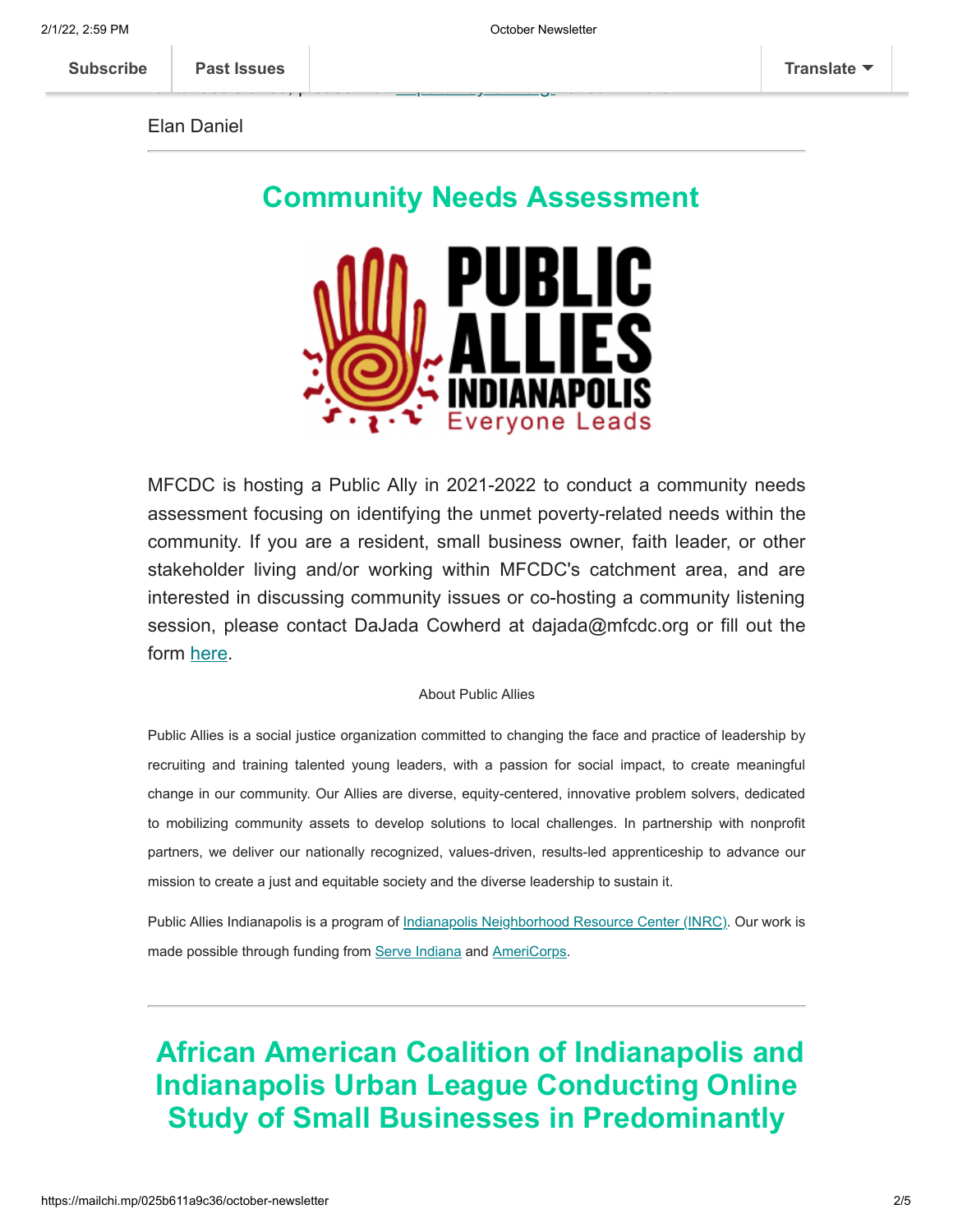Elan Daniel

---

## Community Needs Assessment

MFCDC is hosting a Public Ally in 2021-2022 to conduct a community needs assessment focusing on identifying the unmet poverty-related needs within the community. If you are a resident, small business owner, faith leader, or other stakeholder living and/or working within MFCDC's catchment area, and are interested in discussing community issues or co-hosting a community listening session, please contact DaJada Cowherd at dajada@mfcdc.org or fill out the form here.

About Public Allies

Public Allies is a social justice organization committed to changing the face and practice of leadership by recruiting and training talented young leaders, with a passion for social impact, to create meaningful change in our community. Our Allies are diverse, equity-centered, innovative problem solvers, dedicated to mobilizing community assets to develop solutions to local challenges. In partnership with nonprofit partners, we deliver our nationally recognized, values-driven, results-led apprenticeship to advance our mission to create a just and equitable society and the diverse leadership to sustain it.

Public Allies Indianapolis is a program of Indianapolis Neighborhood Resource Center (INRC). Our work is made possible through funding from Serve Indiana and AmeriCorps.

---

## African American Coalition of Indianapolis and Indianapolis Urban League Conducting Online Study of Small Businesses in Predominantly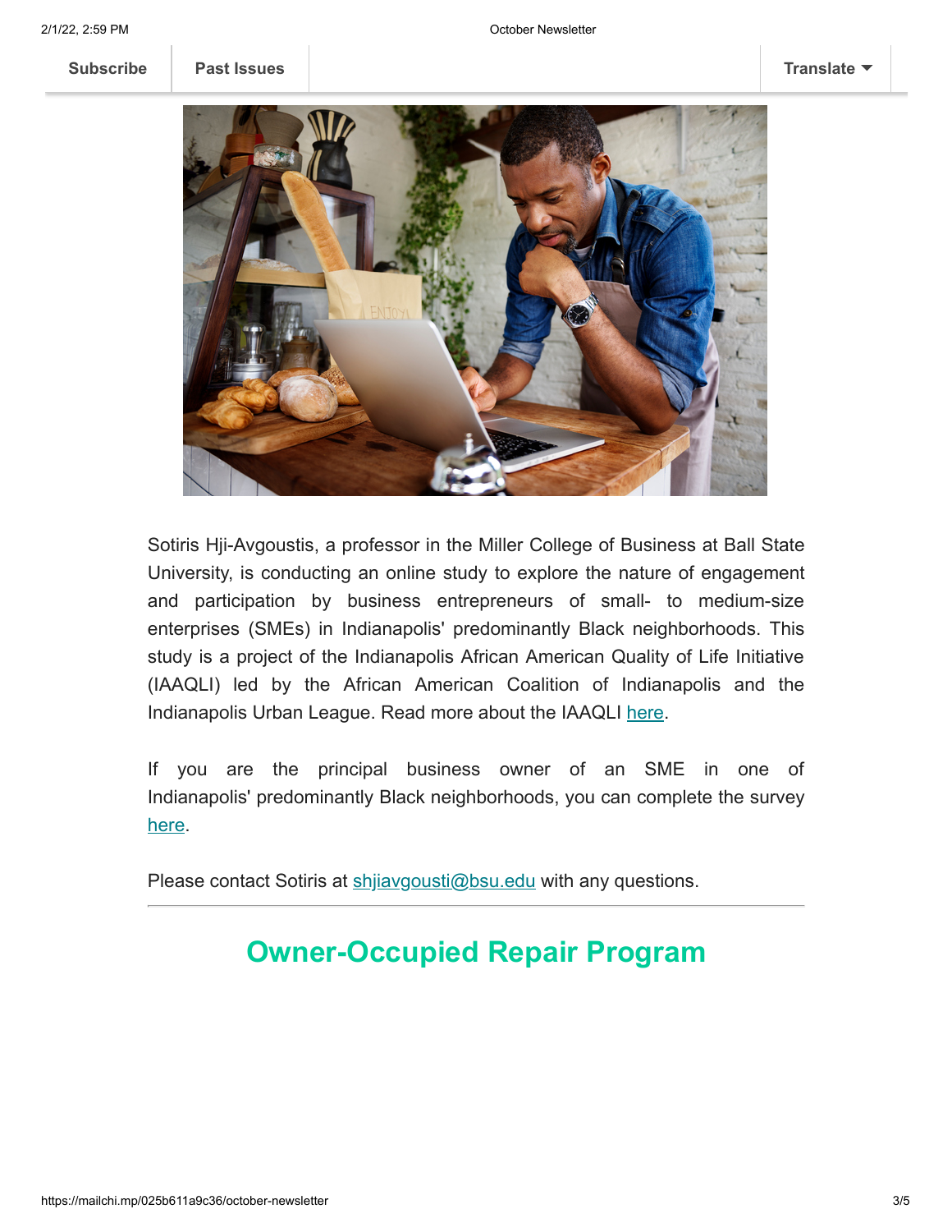Sotiris Hji-Avgoustis, a professor in the Miller College of Business at Ball State University, is conducting an online study to explore the nature of engagement and participation by business entrepreneurs of small- to medium-size enterprises (SMEs) in Indianapolis' predominantly Black neighborhoods. This study is a project of the Indianapolis African American Quality of Life Initiative (IAAQLI) led by the African American Coalition of Indianapolis and the Indianapolis Urban League. Read more about the IAAQLI here.

If you are the principal business owner of an SME in one of Indianapolis' predominantly Black neighborhoods, you can complete the survey here.

Please contact Sotiris at shjiavgousti@bsu.edu with any questions.

---

## Owner-Occupied Repair Program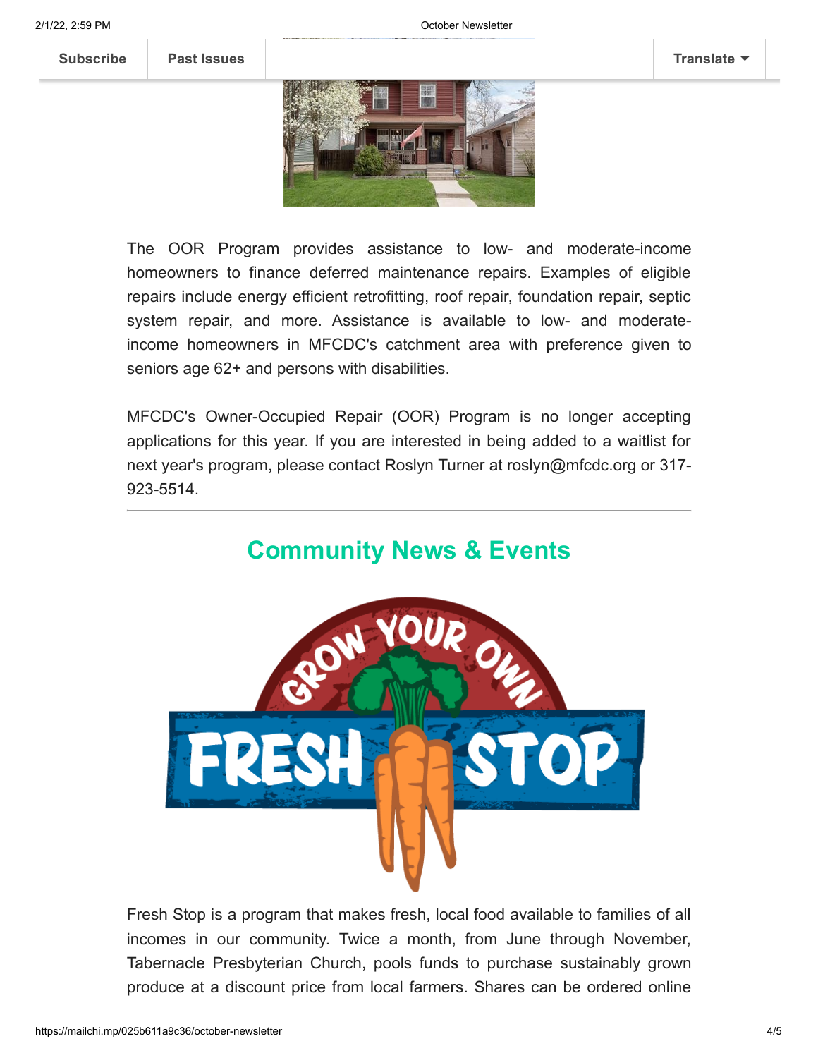The OOR Program provides assistance to low- and moderate-income homeowners to finance deferred maintenance repairs. Examples of eligible repairs include energy efficient retrofitting, roof repair, foundation repair, septic system repair, and more. Assistance is available to low- and moderate-income homeowners in MFCDC's catchment area with preference given to seniors age 62+ and persons with disabilities.

MFCDC's Owner-Occupied Repair (OOR) Program is no longer accepting applications for this year. If you are interested in being added to a waitlist for next year's program, please contact Roslyn Turner at roslyn@mfcdc.org or 317-923-5514.

---

## Community News & Events

Fresh Stop is a program that makes fresh, local food available to families of all incomes in our community. Twice a month, from June through November, Tabernacle Presbyterian Church, pools funds to purchase sustainably grown produce at a discount price from local farmers. Shares can be ordered online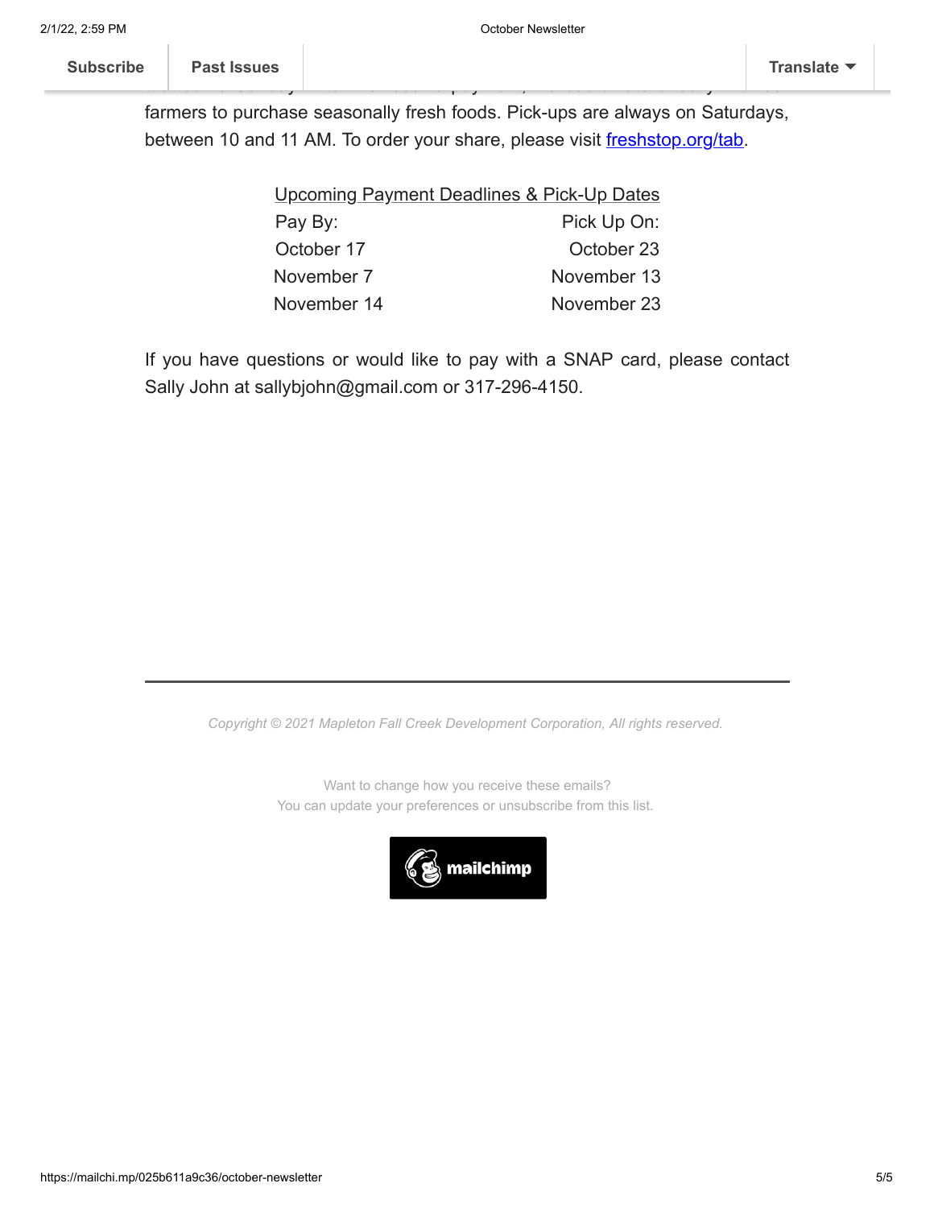farmers to purchase seasonally fresh foods. Pick-ups are always on Saturdays, between 10 and 11 AM. To order your share, please visit [freshstop.org/tab](freshstop.org/tab).

| Upcoming Payment Deadlines & Pick-Up Dates | |
|---|---|
| Pay By: | Pick Up On: |
| October 17 | October 23 |
| November 7 | November 13 |
| November 14 | November 23 |

If you have questions or would like to pay with a SNAP card, please contact Sally John at sallybjohn@gmail.com or 317-296-4150.

---

*Copyright © 2021 Mapleton Fall Creek Development Corporation, All rights reserved.*

Want to change how you receive these emails?
You can update your preferences or unsubscribe from this list.

mailchimp